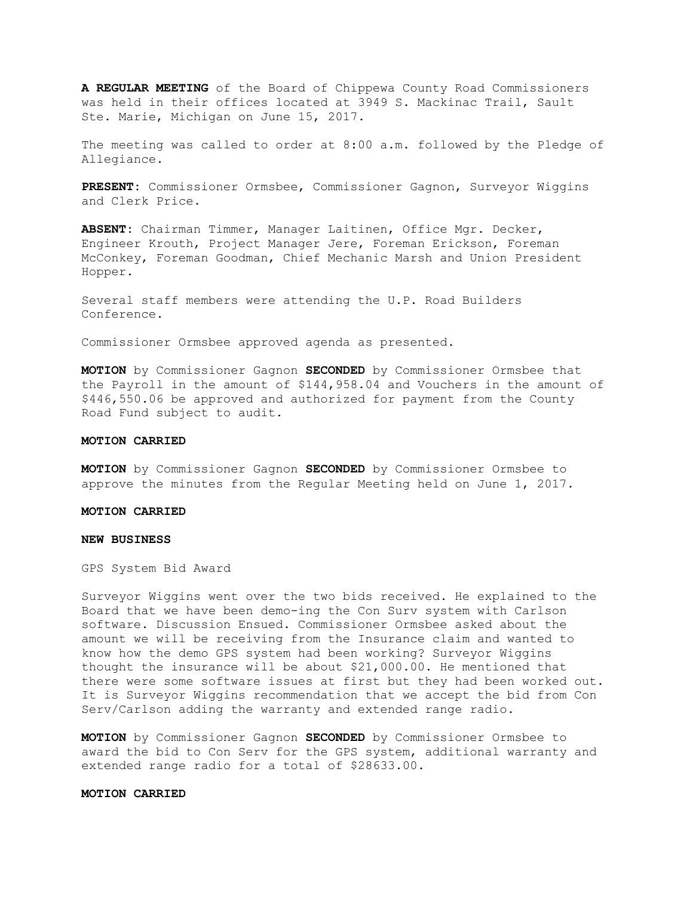**A REGULAR MEETING** of the Board of Chippewa County Road Commissioners was held in their offices located at 3949 S. Mackinac Trail, Sault Ste. Marie, Michigan on June 15, 2017.

The meeting was called to order at 8:00 a.m. followed by the Pledge of Allegiance.

**PRESENT**: Commissioner Ormsbee, Commissioner Gagnon, Surveyor Wiggins and Clerk Price.

**ABSENT**: Chairman Timmer, Manager Laitinen, Office Mgr. Decker, Engineer Krouth, Project Manager Jere, Foreman Erickson, Foreman McConkey, Foreman Goodman, Chief Mechanic Marsh and Union President Hopper.

Several staff members were attending the U.P. Road Builders Conference.

Commissioner Ormsbee approved agenda as presented.

**MOTION** by Commissioner Gagnon **SECONDED** by Commissioner Ormsbee that the Payroll in the amount of $144,958.04 and Vouchers in the amount of $446,550.06 be approved and authorized for payment from the County Road Fund subject to audit.

**MOTION CARRIED**

**MOTION** by Commissioner Gagnon **SECONDED** by Commissioner Ormsbee to approve the minutes from the Regular Meeting held on June 1, 2017.

**MOTION CARRIED**

**NEW BUSINESS**

GPS System Bid Award

Surveyor Wiggins went over the two bids received. He explained to the Board that we have been demo-ing the Con Surv system with Carlson software. Discussion Ensued. Commissioner Ormsbee asked about the amount we will be receiving from the Insurance claim and wanted to know how the demo GPS system had been working? Surveyor Wiggins thought the insurance will be about $21,000.00. He mentioned that there were some software issues at first but they had been worked out. It is Surveyor Wiggins recommendation that we accept the bid from Con Serv/Carlson adding the warranty and extended range radio.

**MOTION** by Commissioner Gagnon **SECONDED** by Commissioner Ormsbee to award the bid to Con Serv for the GPS system, additional warranty and extended range radio for a total of $28633.00.

**MOTION CARRIED**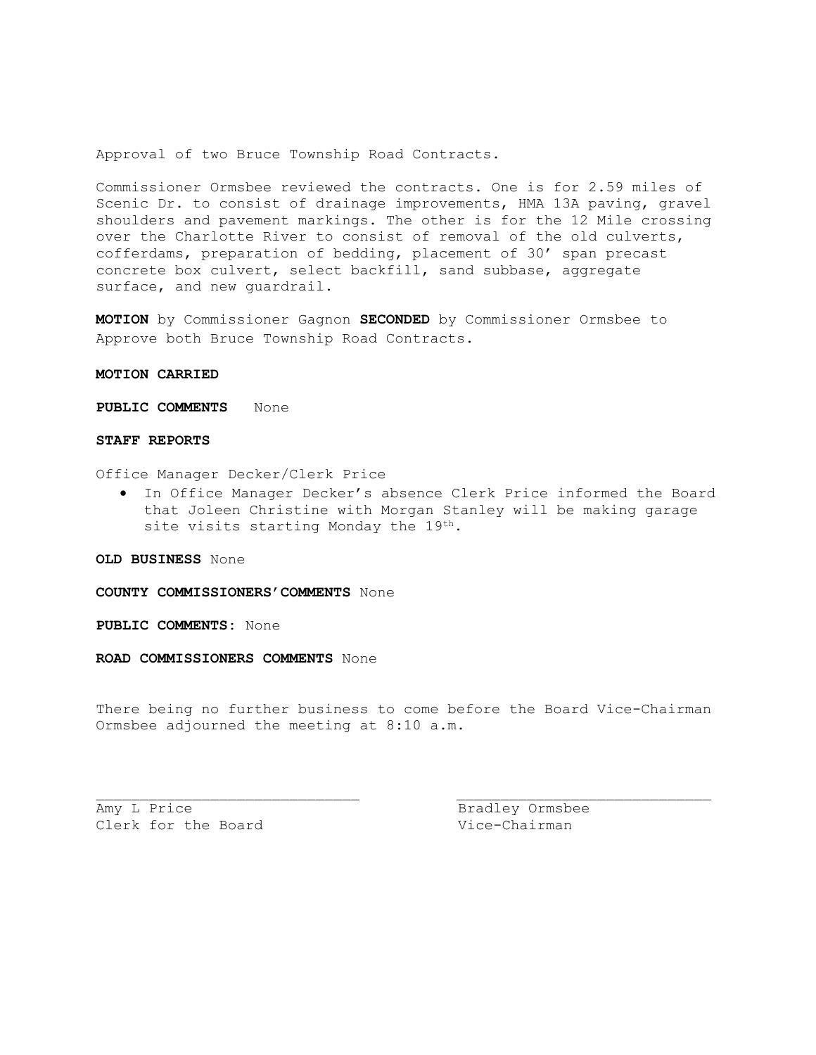Approval of two Bruce Township Road Contracts.

Commissioner Ormsbee reviewed the contracts. One is for 2.59 miles of Scenic Dr. to consist of drainage improvements, HMA 13A paving, gravel shoulders and pavement markings. The other is for the 12 Mile crossing over the Charlotte River to consist of removal of the old culverts, cofferdams, preparation of bedding, placement of 30' span precast concrete box culvert, select backfill, sand subbase, aggregate surface, and new guardrail.

**MOTION** by Commissioner Gagnon **SECONDED** by Commissioner Ormsbee to Approve both Bruce Township Road Contracts.

**MOTION CARRIED**

**PUBLIC COMMENTS** None

**STAFF REPORTS**

Office Manager Decker/Clerk Price

- In Office Manager Decker's absence Clerk Price informed the Board that Joleen Christine with Morgan Stanley will be making garage site visits starting Monday the 19th.

**OLD BUSINESS** None

**COUNTY COMMISSIONERS'COMMENTS** None

**PUBLIC COMMENTS:** None

**ROAD COMMISSIONERS COMMENTS** None

There being no further business to come before the Board Vice-Chairman Ormsbee adjourned the meeting at 8:10 a.m.

\_\_\_\_\_\_\_\_\_\_\_\_\_\_\_\_\_\_\_\_\_\_\_\_\_\_\_\_\_\_
Amy L Price
Clerk for the Board

\_\_\_\_\_\_\_\_\_\_\_\_\_\_\_\_\_\_\_\_\_\_\_\_\_\_\_\_\_\_
Bradley Ormsbee
Vice-Chairman